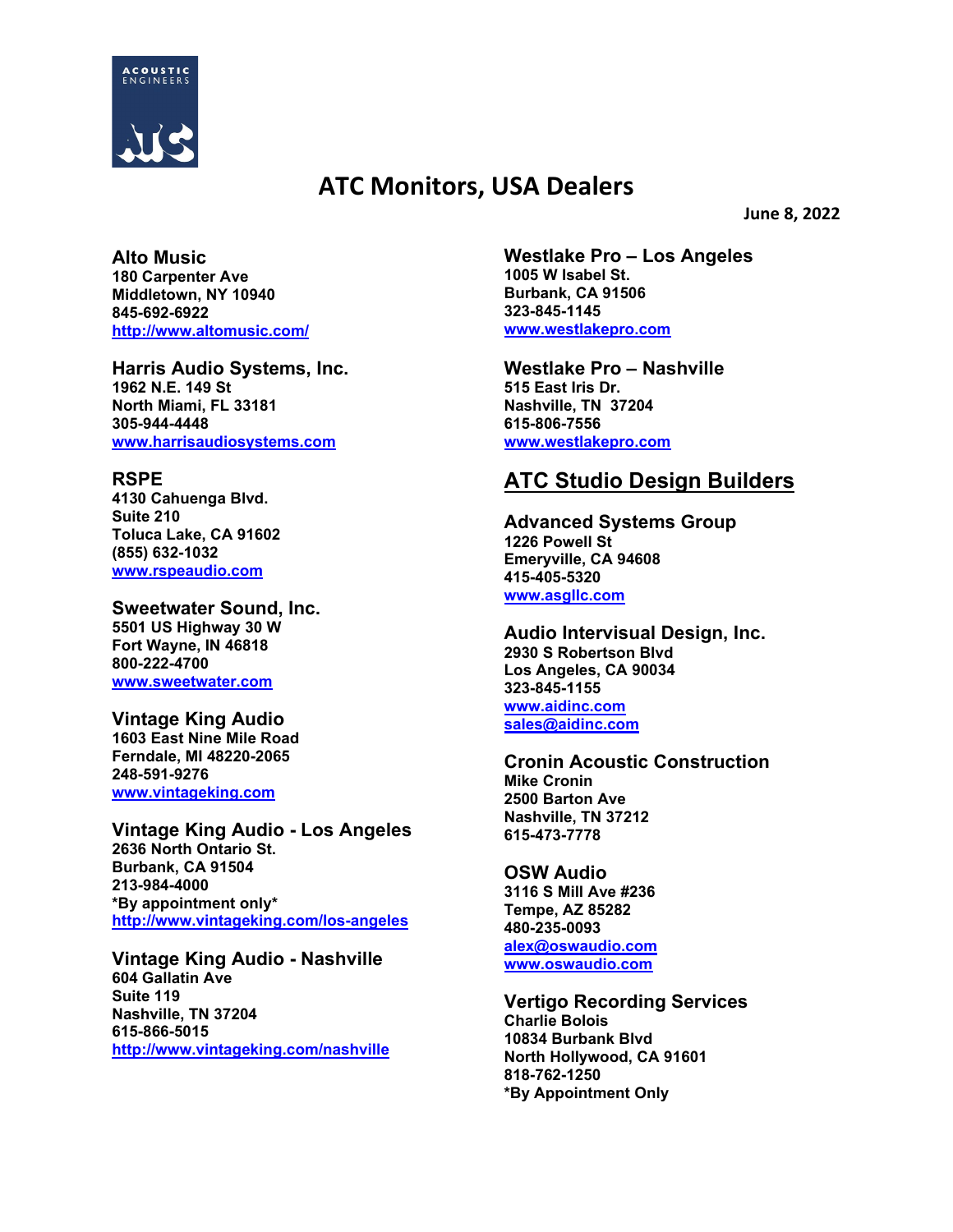ACOUSTIC ENGINEERS

# ATC Monitors, USA Dealers

**June 8, 2022**

### Alto Music
**180 Carpenter Ave**
**Middletown, NY 10940**
**845-692-6922**
**[http://www.altomusic.com/](http://www.altomusic.com/)**

### Harris Audio Systems, Inc.
**1962 N.E. 149 St**
**North Miami, FL 33181**
**305-944-4448**
**[www.harrisaudiosystems.com](www.harrisaudiosystems.com)**

### RSPE
**4130 Cahuenga Blvd.**
**Suite 210**
**Toluca Lake, CA 91602**
**(855) 632-1032**
**[www.rspeaudio.com](www.rspeaudio.com)**

### Sweetwater Sound, Inc.
**5501 US Highway 30 W**
**Fort Wayne, IN 46818**
**800-222-4700**
**[www.sweetwater.com](www.sweetwater.com)**

### Vintage King Audio
**1603 East Nine Mile Road**
**Ferndale, MI 48220-2065**
**248-591-9276**
**[www.vintageking.com](www.vintageking.com)**

### Vintage King Audio - Los Angeles
**2636 North Ontario St.**
**Burbank, CA 91504**
**213-984-4000**
**\*By appointment only\***
**[http://www.vintageking.com/los-angeles](http://www.vintageking.com/los-angeles)**

### Vintage King Audio - Nashville
**604 Gallatin Ave**
**Suite 119**
**Nashville, TN 37204**
**615-866-5015**
**[http://www.vintageking.com/nashville](http://www.vintageking.com/nashville)**

### Westlake Pro – Los Angeles
**1005 W Isabel St.**
**Burbank, CA 91506**
**323-845-1145**
**[www.westlakepro.com](www.westlakepro.com)**

### Westlake Pro – Nashville
**515 East Iris Dr.**
**Nashville, TN 37204**
**615-806-7556**
**[www.westlakepro.com](www.westlakepro.com)**

## ATC Studio Design Builders

### Advanced Systems Group
**1226 Powell St**
**Emeryville, CA 94608**
**415-405-5320**
**[www.asgllc.com](www.asgllc.com)**

### Audio Intervisual Design, Inc.
**2930 S Robertson Blvd**
**Los Angeles, CA 90034**
**323-845-1155**
**[www.aidinc.com](www.aidinc.com)**
**[sales@aidinc.com](mailto:sales@aidinc.com)**

### Cronin Acoustic Construction
**Mike Cronin**
**2500 Barton Ave**
**Nashville, TN 37212**
**615-473-7778**

### OSW Audio
**3116 S Mill Ave #236**
**Tempe, AZ 85282**
**480-235-0093**
**[alex@oswaudio.com](mailto:alex@oswaudio.com)**
**[www.oswaudio.com](www.oswaudio.com)**

### Vertigo Recording Services
**Charlie Bolois**
**10834 Burbank Blvd**
**North Hollywood, CA 91601**
**818-762-1250**
**\*By Appointment Only**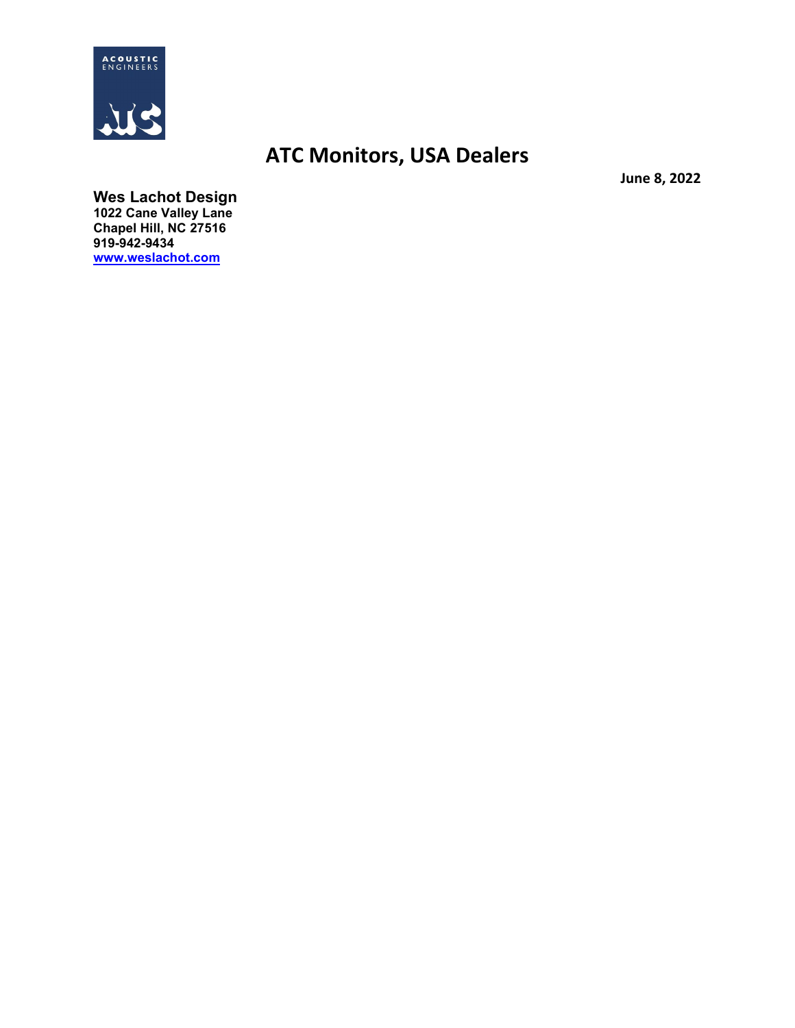# ATC Monitors, USA Dealers

**June 8, 2022**

**Wes Lachot Design**
**1022 Cane Valley Lane**
**Chapel Hill, NC 27516**
**919-942-9434**
**www.weslachot.com**